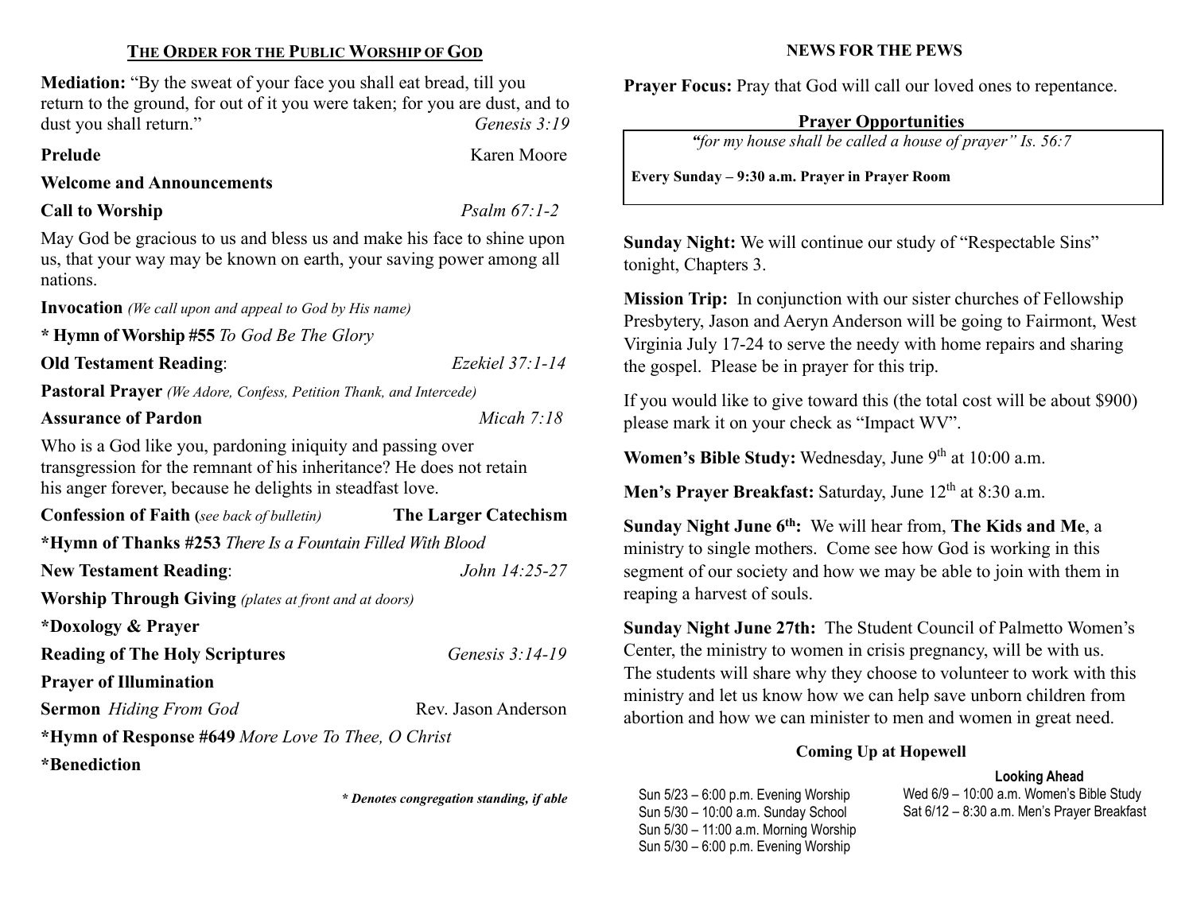## The Order for the Public Worship of God

**Mediation:** "By the sweat of your face you shall eat bread, till you return to the ground, for out of it you were taken; for you are dust, and to dust you shall return." *Genesis 3:19*

**Prelude** Karen Moore

**Welcome and Announcements**

**Call to Worship** *Psalm 67:1-2*

May God be gracious to us and bless us and make his face to shine upon us, that your way may be known on earth, your saving power among all nations.

**Invocation** *(We call upon and appeal to God by His name)*

**\* Hymn of Worship #55** *To God Be The Glory*

**Old Testament Reading**: *Ezekiel 37:1-14*

**Pastoral Prayer** *(We Adore, Confess, Petition Thank, and Intercede)*

**Assurance of Pardon** *Micah 7:18*

Who is a God like you, pardoning iniquity and passing over transgression for the remnant of his inheritance? He does not retain his anger forever, because he delights in steadfast love.

**Confession of Faith (***see back of bulletin***)** **The Larger Catechism**

**\*Hymn of Thanks #253** *There Is a Fountain Filled With Blood*

**New Testament Reading**: *John 14:25-27*

**Worship Through Giving** *(plates at front and at doors)*

**\*Doxology & Prayer**

**Reading of The Holy Scriptures** *Genesis 3:14-19*

**Prayer of Illumination**

**Sermon** *Hiding From God* Rev. Jason Anderson

**\*Hymn of Response #649** *More Love To Thee, O Christ*

**\*Benediction**

***\* Denotes congregation standing, if able***

## News for the Pews

**Prayer Focus:** Pray that God will call our loved ones to repentance.

### Prayer Opportunities

*"for my house shall be called a house of prayer" Is. 56:7*

**Every Sunday – 9:30 a.m. Prayer in Prayer Room**

**Sunday Night:** We will continue our study of "Respectable Sins" tonight, Chapters 3.

**Mission Trip:** In conjunction with our sister churches of Fellowship Presbytery, Jason and Aeryn Anderson will be going to Fairmont, West Virginia July 17-24 to serve the needy with home repairs and sharing the gospel. Please be in prayer for this trip.

If you would like to give toward this (the total cost will be about $900) please mark it on your check as "Impact WV".

**Women's Bible Study:** Wednesday, June 9th at 10:00 a.m.

**Men's Prayer Breakfast:** Saturday, June 12th at 8:30 a.m.

**Sunday Night June 6th:** We will hear from, **The Kids and Me**, a ministry to single mothers. Come see how God is working in this segment of our society and how we may be able to join with them in reaping a harvest of souls.

**Sunday Night June 27th:** The Student Council of Palmetto Women's Center, the ministry to women in crisis pregnancy, will be with us. The students will share why they choose to volunteer to work with this ministry and let us know how we can help save unborn children from abortion and how we can minister to men and women in great need.

### Coming Up at Hopewell

Sun 5/23 – 6:00 p.m. Evening Worship
Sun 5/30 – 10:00 a.m. Sunday School
Sun 5/30 – 11:00 a.m. Morning Worship
Sun 5/30 – 6:00 p.m. Evening Worship

**Looking Ahead**

Wed 6/9 – 10:00 a.m. Women's Bible Study
Sat 6/12 – 8:30 a.m. Men's Prayer Breakfast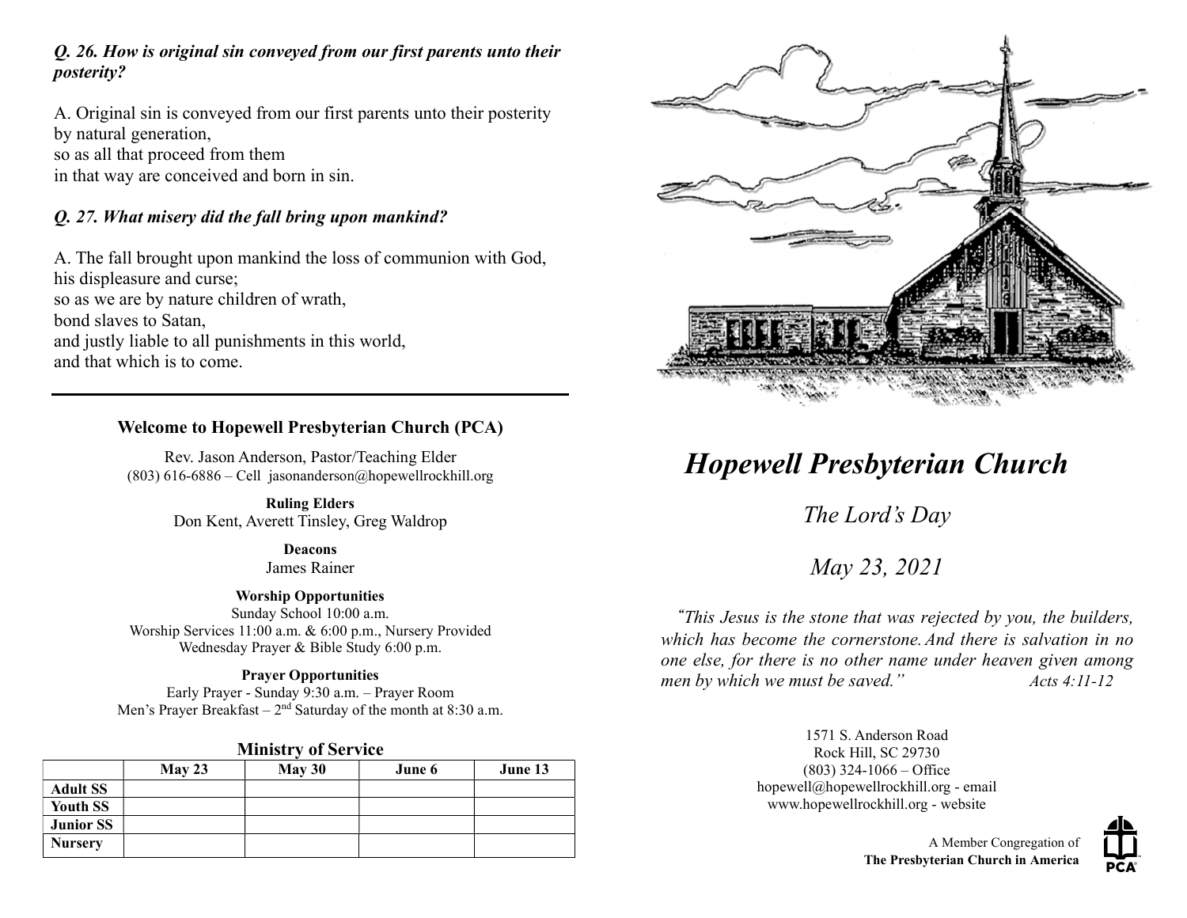***Q. 26. How is original sin conveyed from our first parents unto their posterity?***

A. Original sin is conveyed from our first parents unto their posterity by natural generation,
so as all that proceed from them
in that way are conceived and born in sin.

***Q. 27. What misery did the fall bring upon mankind?***

A. The fall brought upon mankind the loss of communion with God,
his displeasure and curse;
so as we are by nature children of wrath,
bond slaves to Satan,
and justly liable to all punishments in this world,
and that which is to come.

---

### Welcome to Hopewell Presbyterian Church (PCA)

Rev. Jason Anderson, Pastor/Teaching Elder
(803) 616-6886 – Cell jasonanderson@hopewellrockhill.org

**Ruling Elders**
Don Kent, Averett Tinsley, Greg Waldrop

**Deacons**
James Rainer

**Worship Opportunities**
Sunday School 10:00 a.m.
Worship Services 11:00 a.m. & 6:00 p.m., Nursery Provided
Wednesday Prayer & Bible Study 6:00 p.m.

**Prayer Opportunities**
Early Prayer - Sunday 9:30 a.m. – Prayer Room
Men's Prayer Breakfast – 2nd Saturday of the month at 8:30 a.m.

**Ministry of Service**

| | May 23 | May 30 | June 6 | June 13 |
|---|---|---|---|---|
| **Adult SS** | | | | |
| **Youth SS** | | | | |
| **Junior SS** | | | | |
| **Nursery** | | | | |

# *Hopewell Presbyterian Church*

*The Lord's Day*

*May 23, 2021*

*"This Jesus is the stone that was rejected by you, the builders, which has become the cornerstone. And there is salvation in no one else, for there is no other name under heaven given among men by which we must be saved."* *Acts 4:11-12*

1571 S. Anderson Road
Rock Hill, SC 29730
(803) 324-1066 – Office
hopewell@hopewellrockhill.org - email
www.hopewellrockhill.org - website

A Member Congregation of
**The Presbyterian Church in America**